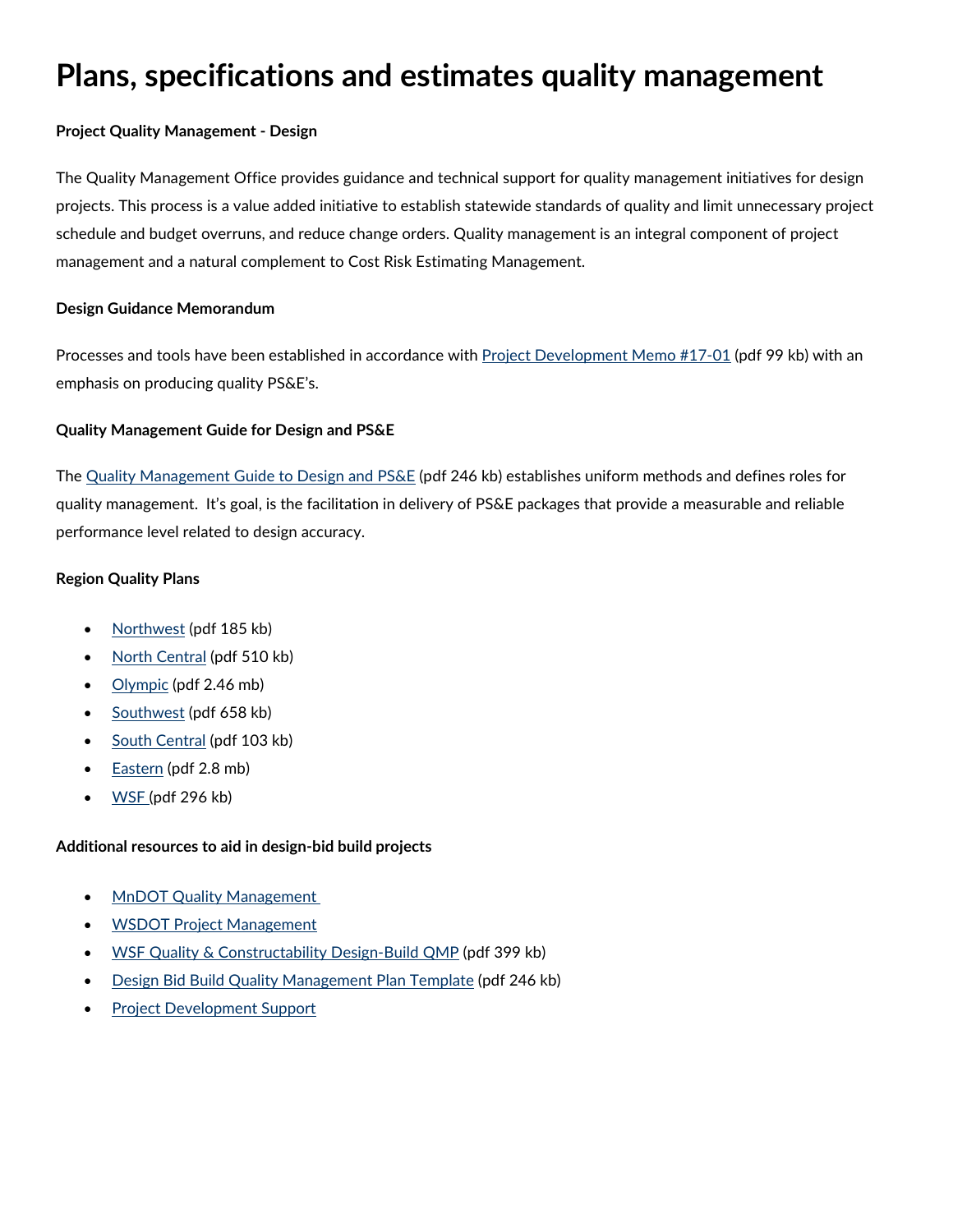# Plans, specifications and estimates quality management

**Project Quality Management - Design**

The Quality Management Office provides guidance and technical support for quality management initiatives for design projects. This process is a value added initiative to establish statewide standards of quality and limit unnecessary project schedule and budget overruns, and reduce change orders. Quality management is an integral component of project management and a natural complement to Cost Risk Estimating Management.

**Design Guidance Memorandum**

Processes and tools have been established in accordance with Project Development Memo #17-01 (pdf 99 kb) with an emphasis on producing quality PS&E's.

**Quality Management Guide for Design and PS&E**

The Quality Management Guide to Design and PS&E (pdf 246 kb) establishes uniform methods and defines roles for quality management. It's goal, is the facilitation in delivery of PS&E packages that provide a measurable and reliable performance level related to design accuracy.

**Region Quality Plans**

- Northwest (pdf 185 kb)
- North Central (pdf 510 kb)
- Olympic (pdf 2.46 mb)
- Southwest (pdf 658 kb)
- South Central (pdf 103 kb)
- Eastern (pdf 2.8 mb)
- WSF (pdf 296 kb)

**Additional resources to aid in design-bid build projects**

- MnDOT Quality Management
- WSDOT Project Management
- WSF Quality & Constructability Design-Build QMP (pdf 399 kb)
- Design Bid Build Quality Management Plan Template (pdf 246 kb)
- Project Development Support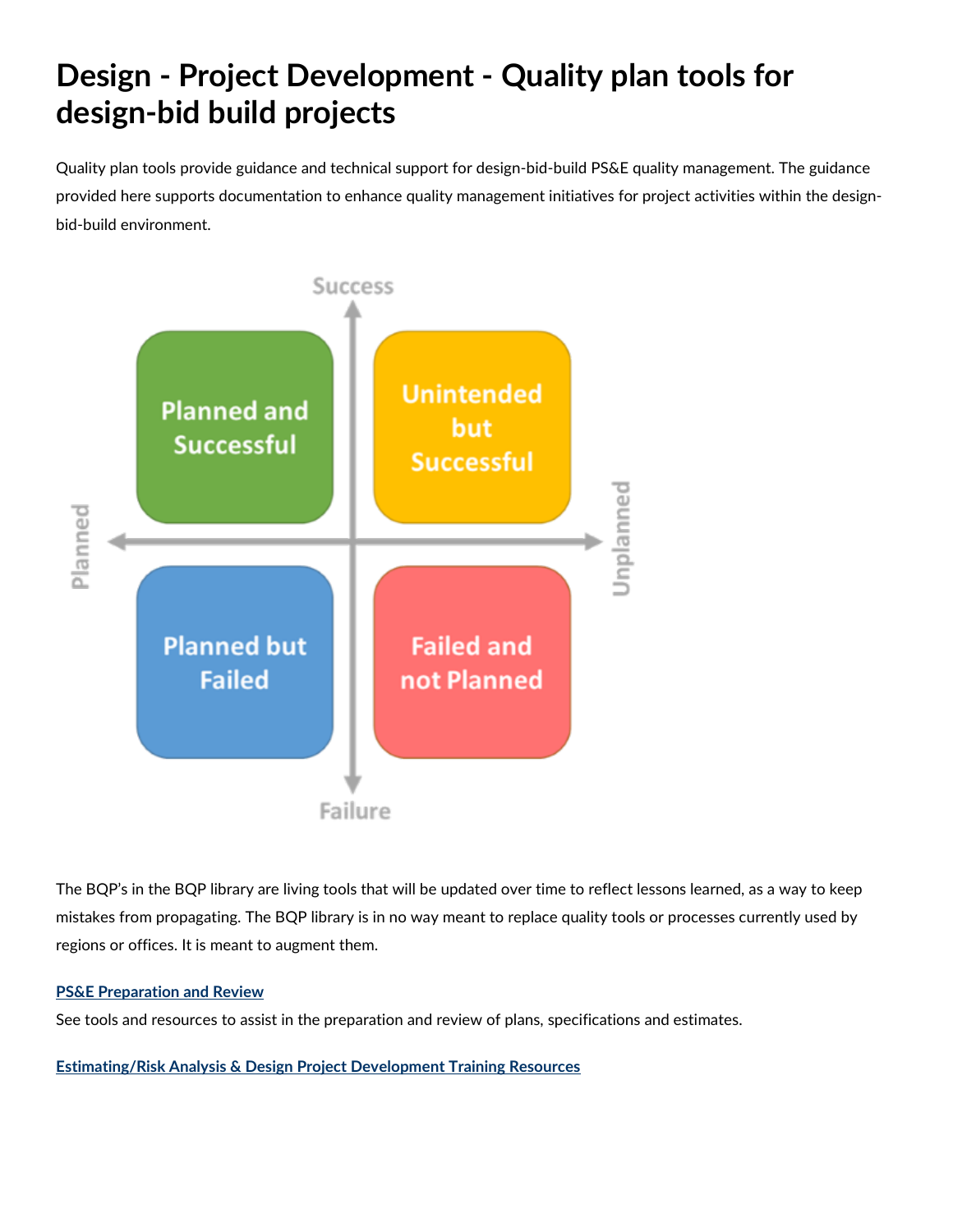# Design - Project Development - Quality plan tools for design-bid build projects

Quality plan tools provide guidance and technical support for design-bid-build PS&E quality management. The guidance provided here supports documentation to enhance quality management initiatives for project activities within the design-bid-build environment.

The BQP's in the BQP library are living tools that will be updated over time to reflect lessons learned, as a way to keep mistakes from propagating. The BQP library is in no way meant to replace quality tools or processes currently used by regions or offices. It is meant to augment them.

**PS&E Preparation and Review**

See tools and resources to assist in the preparation and review of plans, specifications and estimates.

**Estimating/Risk Analysis & Design Project Development Training Resources**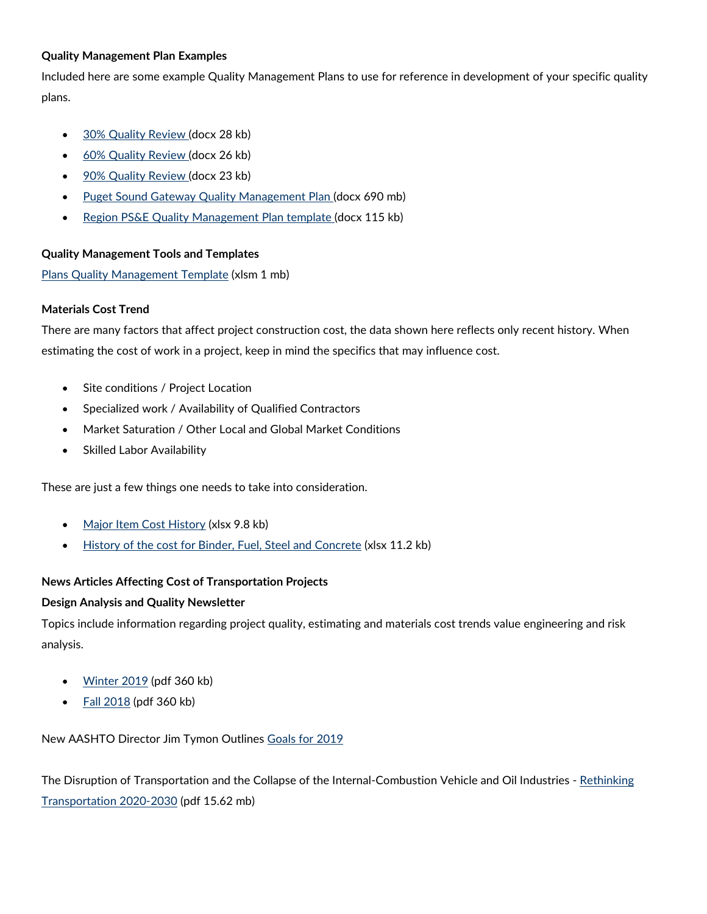**Quality Management Plan Examples**

Included here are some example Quality Management Plans to use for reference in development of your specific quality plans.

- 30% Quality Review (docx 28 kb)
- 60% Quality Review (docx 26 kb)
- 90% Quality Review (docx 23 kb)
- Puget Sound Gateway Quality Management Plan (docx 690 mb)
- Region PS&E Quality Management Plan template (docx 115 kb)

**Quality Management Tools and Templates**

Plans Quality Management Template (xlsm 1 mb)

**Materials Cost Trend**

There are many factors that affect project construction cost, the data shown here reflects only recent history. When estimating the cost of work in a project, keep in mind the specifics that may influence cost.

- Site conditions / Project Location
- Specialized work / Availability of Qualified Contractors
- Market Saturation / Other Local and Global Market Conditions
- Skilled Labor Availability

These are just a few things one needs to take into consideration.

- Major Item Cost History (xlsx 9.8 kb)
- History of the cost for Binder, Fuel, Steel and Concrete (xlsx 11.2 kb)

**News Articles Affecting Cost of Transportation Projects**

**Design Analysis and Quality Newsletter**

Topics include information regarding project quality, estimating and materials cost trends value engineering and risk analysis.

- Winter 2019 (pdf 360 kb)
- Fall 2018 (pdf 360 kb)

New AASHTO Director Jim Tymon Outlines Goals for 2019

The Disruption of Transportation and the Collapse of the Internal-Combustion Vehicle and Oil Industries - Rethinking Transportation 2020-2030 (pdf 15.62 mb)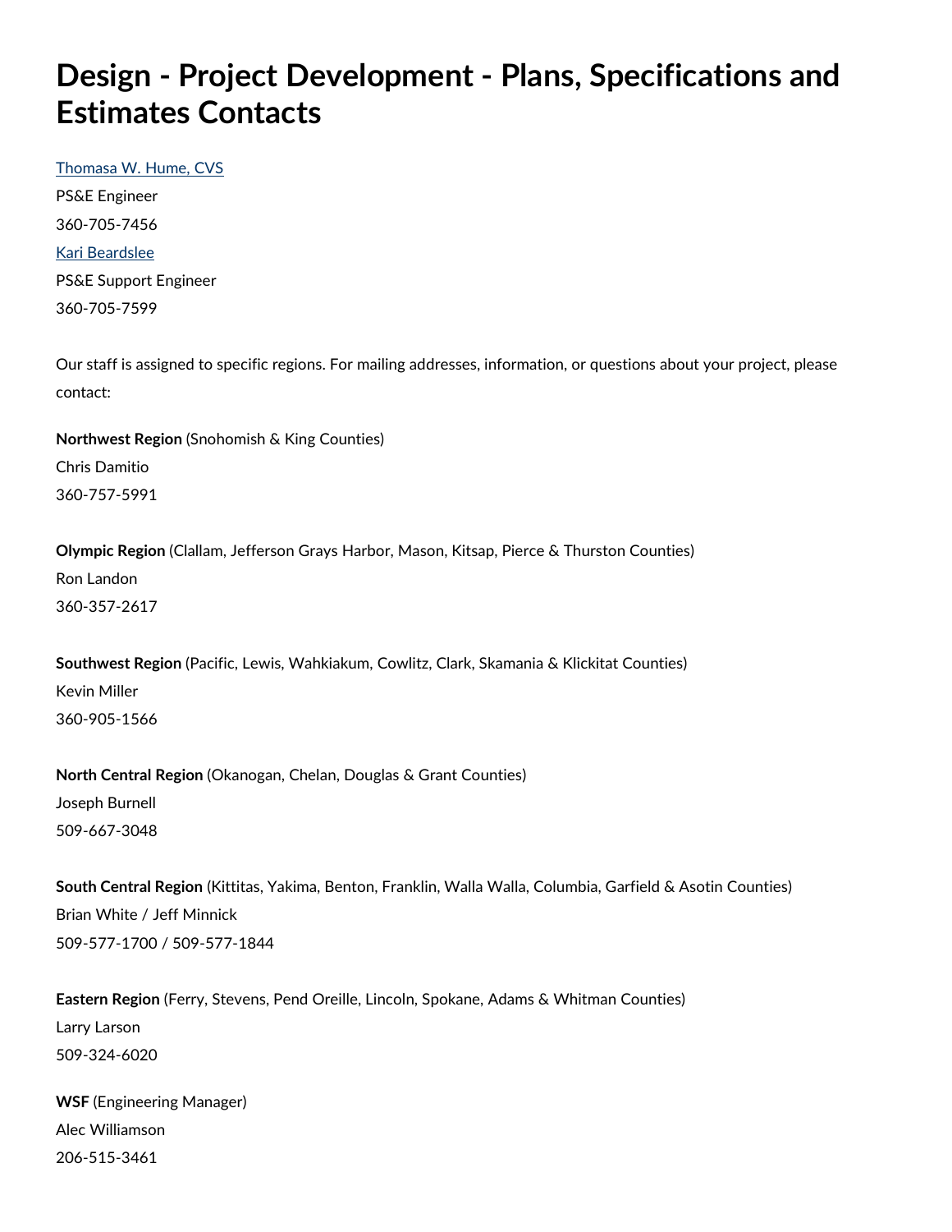# Design - Project Development - Plans, Specifications and Estimates Contacts

[Thomasa W. Hume, CVS](#)  
PS&E Engineer  
360-705-7456  
[Kari Beardslee](#)  
PS&E Support Engineer  
360-705-7599

Our staff is assigned to specific regions. For mailing addresses, information, or questions about your project, please contact:

**Northwest Region** (Snohomish & King Counties)  
Chris Damitio  
360-757-5991

**Olympic Region** (Clallam, Jefferson Grays Harbor, Mason, Kitsap, Pierce & Thurston Counties)  
Ron Landon  
360-357-2617

**Southwest Region** (Pacific, Lewis, Wahkiakum, Cowlitz, Clark, Skamania & Klickitat Counties)  
Kevin Miller  
360-905-1566

**North Central Region** (Okanogan, Chelan, Douglas & Grant Counties)  
Joseph Burnell  
509-667-3048

**South Central Region** (Kittitas, Yakima, Benton, Franklin, Walla Walla, Columbia, Garfield & Asotin Counties)  
Brian White / Jeff Minnick  
509-577-1700 / 509-577-1844

**Eastern Region** (Ferry, Stevens, Pend Oreille, Lincoln, Spokane, Adams & Whitman Counties)  
Larry Larson  
509-324-6020

**WSF** (Engineering Manager)  
Alec Williamson  
206-515-3461